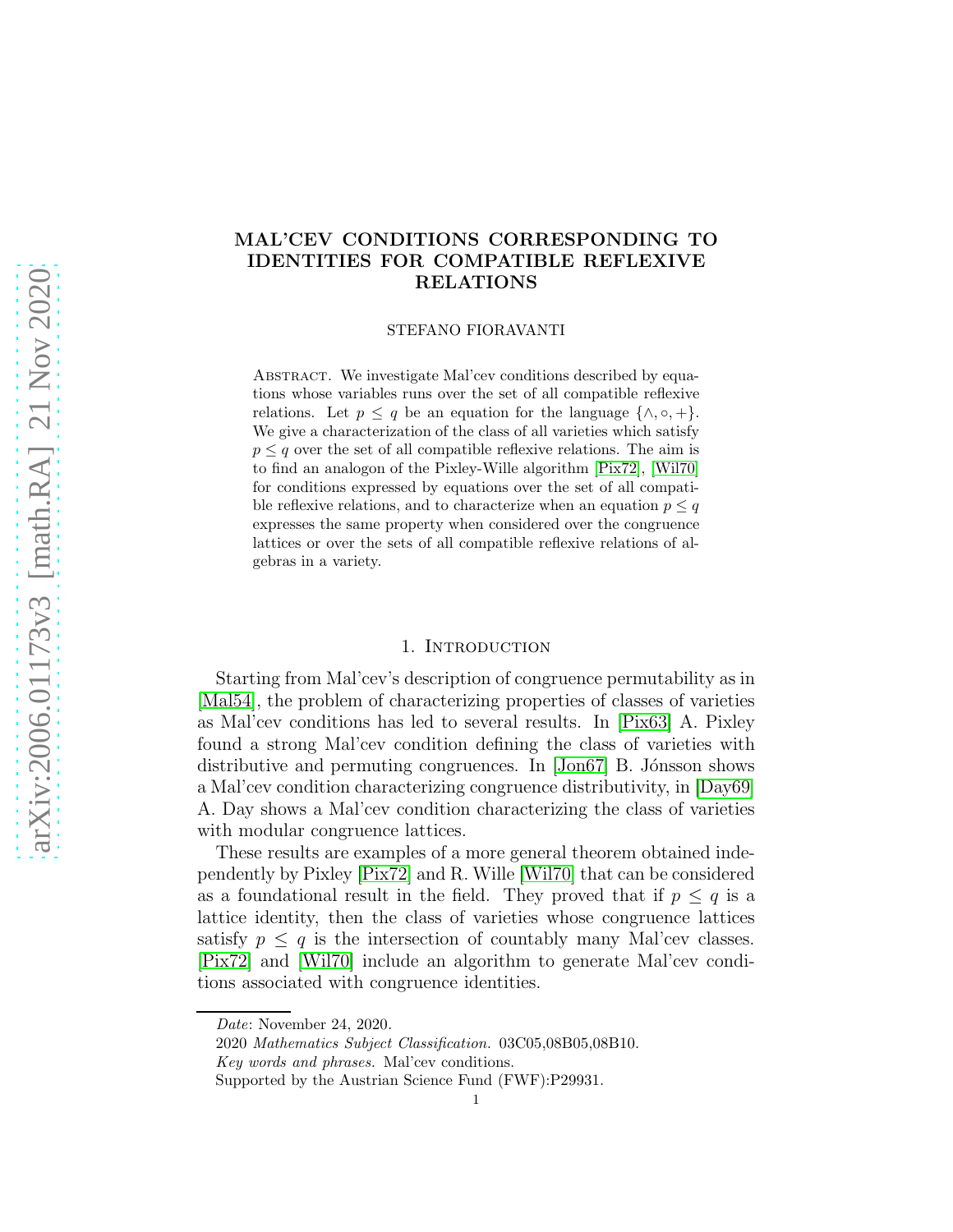# MAL'CEV CONDITIONS CORRESPONDING TO IDENTITIES FOR COMPATIBLE REFLEXIVE RELATIONS

STEFANO FIORAVANTI

Abstract. We investigate Mal'cev conditions described by equations whose variables runs over the set of all compatible reflexive relations. Let $p \leq q$ be an equation for the language $\{\wedge, \circ, +\}$. We give a characterization of the class of all varieties which satisfy $p \leq q$ over the set of all compatible reflexive relations. The aim is to find an analogon of the Pixley-Wille algorithm [Pix72], [Wil70] for conditions expressed by equations over the set of all compatible reflexive relations, and to characterize when an equation $p \leq q$ expresses the same property when considered over the congruence lattices or over the sets of all compatible reflexive relations of algebras in a variety.

## 1. Introduction

Starting from Mal'cev's description of congruence permutability as in [Mal54], the problem of characterizing properties of classes of varieties as Mal'cev conditions has led to several results. In [Pix63] A. Pixley found a strong Mal'cev condition defining the class of varieties with distributive and permuting congruences. In [Jon67] B. Jónsson shows a Mal'cev condition characterizing congruence distributivity, in [Day69] A. Day shows a Mal'cev condition characterizing the class of varieties with modular congruence lattices.

These results are examples of a more general theorem obtained independently by Pixley [Pix72] and R. Wille [Wil70] that can be considered as a foundational result in the field. They proved that if $p \leq q$ is a lattice identity, then the class of varieties whose congruence lattices satisfy $p \leq q$ is the intersection of countably many Mal'cev classes. [Pix72] and [Wil70] include an algorithm to generate Mal'cev conditions associated with congruence identities.

*Date*: November 24, 2020.

2020 *Mathematics Subject Classification.* 03C05,08B05,08B10.

*Key words and phrases.* Mal'cev conditions.

Supported by the Austrian Science Fund (FWF):P29931.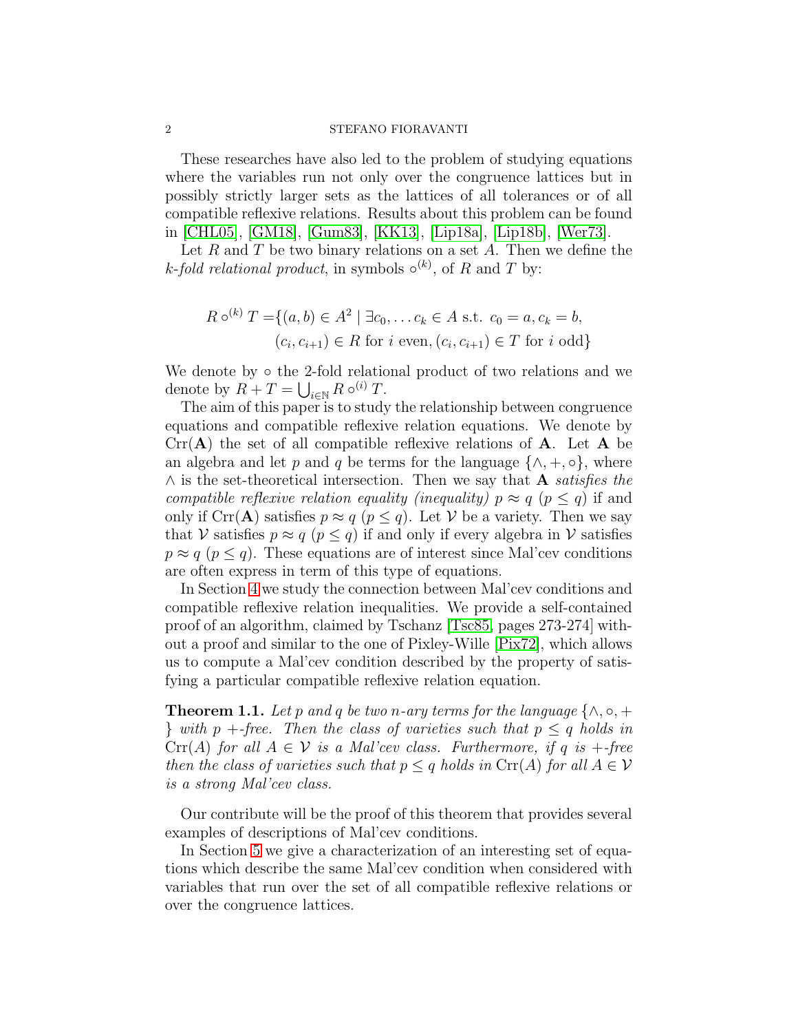These researches have also led to the problem of studying equations where the variables run not only over the congruence lattices but in possibly strictly larger sets as the lattices of all tolerances or of all compatible reflexive relations. Results about this problem can be found in [CHL05], [GM18], [Gum83], [KK13], [Lip18a], [Lip18b], [Wer73].

Let $R$ and $T$ be two binary relations on a set $A$. Then we define the *$k$-fold relational product*, in symbols $\circ^{(k)}$, of $R$ and $T$ by:

$$
\begin{aligned}
R \circ^{(k)} T = \{(a, b) \in A^2 \mid \exists c_0, \dots c_k \in A \text{ s.t. } c_0 = a, c_k = b, \\
(c_i, c_{i+1}) \in R \text{ for } i \text{ even}, (c_i, c_{i+1}) \in T \text{ for } i \text{ odd}\}
\end{aligned}
$$

We denote by $\circ$ the 2-fold relational product of two relations and we denote by $R + T = \bigcup_{i \in \mathbb{N}} R \circ^{(i)} T$.

The aim of this paper is to study the relationship between congruence equations and compatible reflexive relation equations. We denote by $\mathrm{Crr}(\mathbf{A})$ the set of all compatible reflexive relations of $\mathbf{A}$. Let $\mathbf{A}$ be an algebra and let $p$ and $q$ be terms for the language $\{\wedge, +, \circ\}$, where $\wedge$ is the set-theoretical intersection. Then we say that $\mathbf{A}$ *satisfies the compatible reflexive relation equality (inequality)* $p \approx q$ ($p \leq q$) if and only if $\mathrm{Crr}(\mathbf{A})$ satisfies $p \approx q$ ($p \leq q$). Let $\mathcal{V}$ be a variety. Then we say that $\mathcal{V}$ satisfies $p \approx q$ ($p \leq q$) if and only if every algebra in $\mathcal{V}$ satisfies $p \approx q$ ($p \leq q$). These equations are of interest since Mal'cev conditions are often express in term of this type of equations.

In Section 4 we study the connection between Mal'cev conditions and compatible reflexive relation inequalities. We provide a self-contained proof of an algorithm, claimed by Tschanz [Tsc85, pages 273-274] without a proof and similar to the one of Pixley-Wille [Pix72], which allows us to compute a Mal'cev condition described by the property of satisfying a particular compatible reflexive relation equation.

**Theorem 1.1.** *Let $p$ and $q$ be two $n$-ary terms for the language $\{\wedge, \circ, +\}$ with $p$ $+$-free. Then the class of varieties such that $p \leq q$ holds in $\mathrm{Crr}(A)$ for all $A \in \mathcal{V}$ is a Mal'cev class. Furthermore, if $q$ is $+$-free then the class of varieties such that $p \leq q$ holds in $\mathrm{Crr}(A)$ for all $A \in \mathcal{V}$ is a strong Mal'cev class.*

Our contribute will be the proof of this theorem that provides several examples of descriptions of Mal'cev conditions.

In Section 5 we give a characterization of an interesting set of equations which describe the same Mal'cev condition when considered with variables that run over the set of all compatible reflexive relations or over the congruence lattices.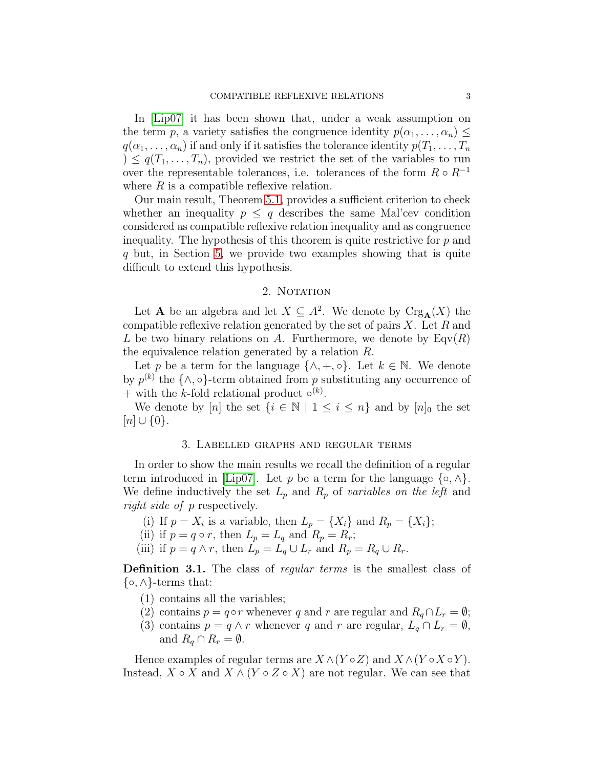In [Lip07] it has been shown that, under a weak assumption on the term $p$, a variety satisfies the congruence identity $p(\alpha_1, \dots, \alpha_n) \leq q(\alpha_1, \dots, \alpha_n)$ if and only if it satisfies the tolerance identity $p(T_1, \dots, T_n) \leq q(T_1, \dots, T_n)$, provided we restrict the set of the variables to run over the representable tolerances, i.e. tolerances of the form $R \circ R^{-1}$ where $R$ is a compatible reflexive relation.

Our main result, Theorem 5.1, provides a sufficient criterion to check whether an inequality $p \leq q$ describes the same Mal'cev condition considered as compatible reflexive relation inequality and as congruence inequality. The hypothesis of this theorem is quite restrictive for $p$ and $q$ but, in Section 5, we provide two examples showing that is quite difficult to extend this hypothesis.

## 2. Notation

Let $\mathbf{A}$ be an algebra and let $X \subseteq A^2$. We denote by $\mathrm{Crg}_{\mathbf{A}}(X)$ the compatible reflexive relation generated by the set of pairs $X$. Let $R$ and $L$ be two binary relations on $A$. Furthermore, we denote by $\mathrm{Eqv}(R)$ the equivalence relation generated by a relation $R$.

Let $p$ be a term for the language $\{\wedge, +, \circ\}$. Let $k \in \mathbb{N}$. We denote by $p^{(k)}$ the $\{\wedge, \circ\}$-term obtained from $p$ substituting any occurrence of $+$ with the $k$-fold relational product $\circ^{(k)}$.

We denote by $[n]$ the set $\{i \in \mathbb{N} \mid 1 \leq i \leq n\}$ and by $[n]_0$ the set $[n] \cup \{0\}$.

## 3. Labelled graphs and regular terms

In order to show the main results we recall the definition of a regular term introduced in [Lip07]. Let $p$ be a term for the language $\{\circ, \wedge\}$. We define inductively the set $L_p$ and $R_p$ of *variables on the left* and *right side of* $p$ respectively.

(i) If $p = X_i$ is a variable, then $L_p = \{X_i\}$ and $R_p = \{X_i\}$;
(ii) if $p = q \circ r$, then $L_p = L_q$ and $R_p = R_r$;
(iii) if $p = q \wedge r$, then $L_p = L_q \cup L_r$ and $R_p = R_q \cup R_r$.

**Definition 3.1.** The class of *regular terms* is the smallest class of $\{\circ, \wedge\}$-terms that:

1. contains all the variables;
2. contains $p = q \circ r$ whenever $q$ and $r$ are regular and $R_q \cap L_r = \emptyset$;
3. contains $p = q \wedge r$ whenever $q$ and $r$ are regular, $L_q \cap L_r = \emptyset$, and $R_q \cap R_r = \emptyset$.

Hence examples of regular terms are $X \wedge (Y \circ Z)$ and $X \wedge (Y \circ X \circ Y)$. Instead, $X \circ X$ and $X \wedge (Y \circ Z \circ X)$ are not regular. We can see that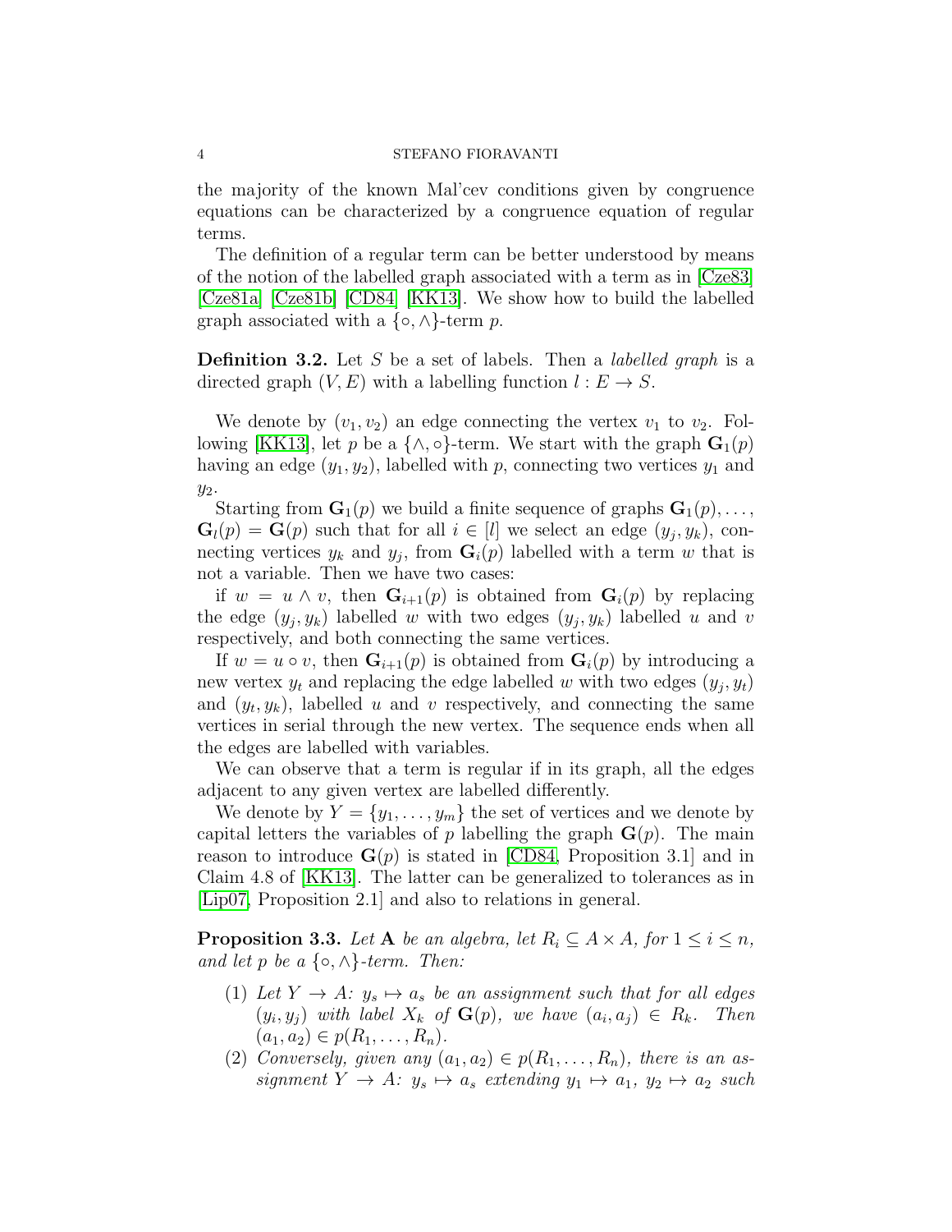the majority of the known Mal'cev conditions given by congruence equations can be characterized by a congruence equation of regular terms.

The definition of a regular term can be better understood by means of the notion of the labelled graph associated with a term as in [Cze83] [Cze81a] [Cze81b] [CD84] [KK13]. We show how to build the labelled graph associated with a $\{\circ, \wedge\}$-term $p$.

**Definition 3.2.** Let $S$ be a set of labels. Then a *labelled graph* is a directed graph $(V, E)$ with a labelling function $l : E \to S$.

We denote by $(v_1, v_2)$ an edge connecting the vertex $v_1$ to $v_2$. Following [KK13], let $p$ be a $\{\wedge, \circ\}$-term. We start with the graph $\mathbf{G}_1(p)$ having an edge $(y_1, y_2)$, labelled with $p$, connecting two vertices $y_1$ and $y_2$.

Starting from $\mathbf{G}_1(p)$ we build a finite sequence of graphs $\mathbf{G}_1(p), \ldots, \mathbf{G}_l(p) = \mathbf{G}(p)$ such that for all $i \in [l]$ we select an edge $(y_j, y_k)$, connecting vertices $y_k$ and $y_j$, from $\mathbf{G}_i(p)$ labelled with a term $w$ that is not a variable. Then we have two cases:

if $w = u \wedge v$, then $\mathbf{G}_{i+1}(p)$ is obtained from $\mathbf{G}_i(p)$ by replacing the edge $(y_j, y_k)$ labelled $w$ with two edges $(y_j, y_k)$ labelled $u$ and $v$ respectively, and both connecting the same vertices.

If $w = u \circ v$, then $\mathbf{G}_{i+1}(p)$ is obtained from $\mathbf{G}_i(p)$ by introducing a new vertex $y_t$ and replacing the edge labelled $w$ with two edges $(y_j, y_t)$ and $(y_t, y_k)$, labelled $u$ and $v$ respectively, and connecting the same vertices in serial through the new vertex. The sequence ends when all the edges are labelled with variables.

We can observe that a term is regular if in its graph, all the edges adjacent to any given vertex are labelled differently.

We denote by $Y = \{y_1, \ldots, y_m\}$ the set of vertices and we denote by capital letters the variables of $p$ labelling the graph $\mathbf{G}(p)$. The main reason to introduce $\mathbf{G}(p)$ is stated in [CD84, Proposition 3.1] and in Claim 4.8 of [KK13]. The latter can be generalized to tolerances as in [Lip07, Proposition 2.1] and also to relations in general.

**Proposition 3.3.** *Let $\mathbf{A}$ be an algebra, let $R_i \subseteq A \times A$, for $1 \leq i \leq n$, and let $p$ be a $\{\circ, \wedge\}$-term. Then:*

1. *Let $Y \to A$: $y_s \mapsto a_s$ be an assignment such that for all edges $(y_i, y_j)$ with label $X_k$ of $\mathbf{G}(p)$, we have $(a_i, a_j) \in R_k$. Then $(a_1, a_2) \in p(R_1, \ldots, R_n)$.*
2. *Conversely, given any $(a_1, a_2) \in p(R_1, \ldots, R_n)$, there is an assignment $Y \to A$: $y_s \mapsto a_s$ extending $y_1 \mapsto a_1$, $y_2 \mapsto a_2$ such*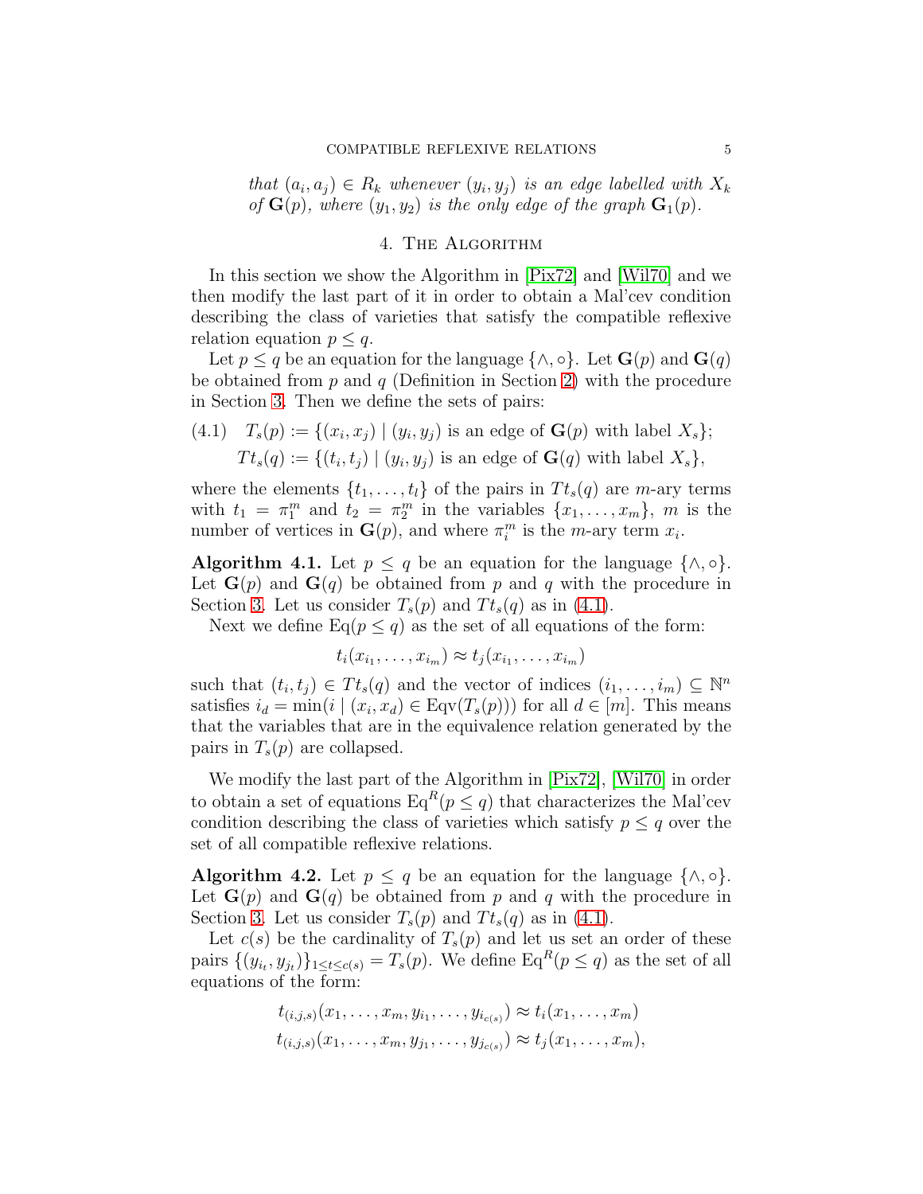*that $(a_i, a_j) \in R_k$ whenever $(y_i, y_j)$ is an edge labelled with $X_k$ of $\mathbf{G}(p)$, where $(y_1, y_2)$ is the only edge of the graph $\mathbf{G}_1(p)$.*

## 4. The Algorithm

In this section we show the Algorithm in [Pix72] and [Wil70] and we then modify the last part of it in order to obtain a Mal'cev condition describing the class of varieties that satisfy the compatible reflexive relation equation $p \leq q$.

Let $p \leq q$ be an equation for the language $\{\wedge, \circ\}$. Let $\mathbf{G}(p)$ and $\mathbf{G}(q)$ be obtained from $p$ and $q$ (Definition in Section 2) with the procedure in Section 3. Then we define the sets of pairs:

$$
\begin{aligned}
(4.1)\quad T_s(p) &:= \{(x_i, x_j) \mid (y_i, y_j) \text{ is an edge of } \mathbf{G}(p) \text{ with label } X_s\};\\
Tt_s(q) &:= \{(t_i, t_j) \mid (y_i, y_j) \text{ is an edge of } \mathbf{G}(q) \text{ with label } X_s\},
\end{aligned}
$$

where the elements $\{t_1, \dots, t_l\}$ of the pairs in $Tt_s(q)$ are $m$-ary terms with $t_1 = \pi_1^m$ and $t_2 = \pi_2^m$ in the variables $\{x_1, \dots, x_m\}$, $m$ is the number of vertices in $\mathbf{G}(p)$, and where $\pi_i^m$ is the $m$-ary term $x_i$.

**Algorithm 4.1.** Let $p \leq q$ be an equation for the language $\{\wedge, \circ\}$. Let $\mathbf{G}(p)$ and $\mathbf{G}(q)$ be obtained from $p$ and $q$ with the procedure in Section 3. Let us consider $T_s(p)$ and $Tt_s(q)$ as in (4.1).

Next we define $\mathrm{Eq}(p \leq q)$ as the set of all equations of the form:

$$
t_i(x_{i_1}, \dots, x_{i_m}) \approx t_j(x_{i_1}, \dots, x_{i_m})
$$

such that $(t_i, t_j) \in Tt_s(q)$ and the vector of indices $(i_1, \dots, i_m) \subseteq \mathbb{N}^n$ satisfies $i_d = \min(i \mid (x_i, x_d) \in \mathrm{Eqv}(T_s(p)))$ for all $d \in [m]$. This means that the variables that are in the equivalence relation generated by the pairs in $T_s(p)$ are collapsed.

We modify the last part of the Algorithm in [Pix72], [Wil70] in order to obtain a set of equations $\mathrm{Eq}^R(p \leq q)$ that characterizes the Mal'cev condition describing the class of varieties which satisfy $p \leq q$ over the set of all compatible reflexive relations.

**Algorithm 4.2.** Let $p \leq q$ be an equation for the language $\{\wedge, \circ\}$. Let $\mathbf{G}(p)$ and $\mathbf{G}(q)$ be obtained from $p$ and $q$ with the procedure in Section 3. Let us consider $T_s(p)$ and $Tt_s(q)$ as in (4.1).

Let $c(s)$ be the cardinality of $T_s(p)$ and let us set an order of these pairs $\{(y_{i_t}, y_{j_t})\}_{1 \leq t \leq c(s)} = T_s(p)$. We define $\mathrm{Eq}^R(p \leq q)$ as the set of all equations of the form:

$$
\begin{aligned}
t_{(i,j,s)}(x_1, \dots, x_m, y_{i_1}, \dots, y_{i_{c(s)}}) &\approx t_i(x_1, \dots, x_m)\\
t_{(i,j,s)}(x_1, \dots, x_m, y_{j_1}, \dots, y_{j_{c(s)}}) &\approx t_j(x_1, \dots, x_m),
\end{aligned}
$$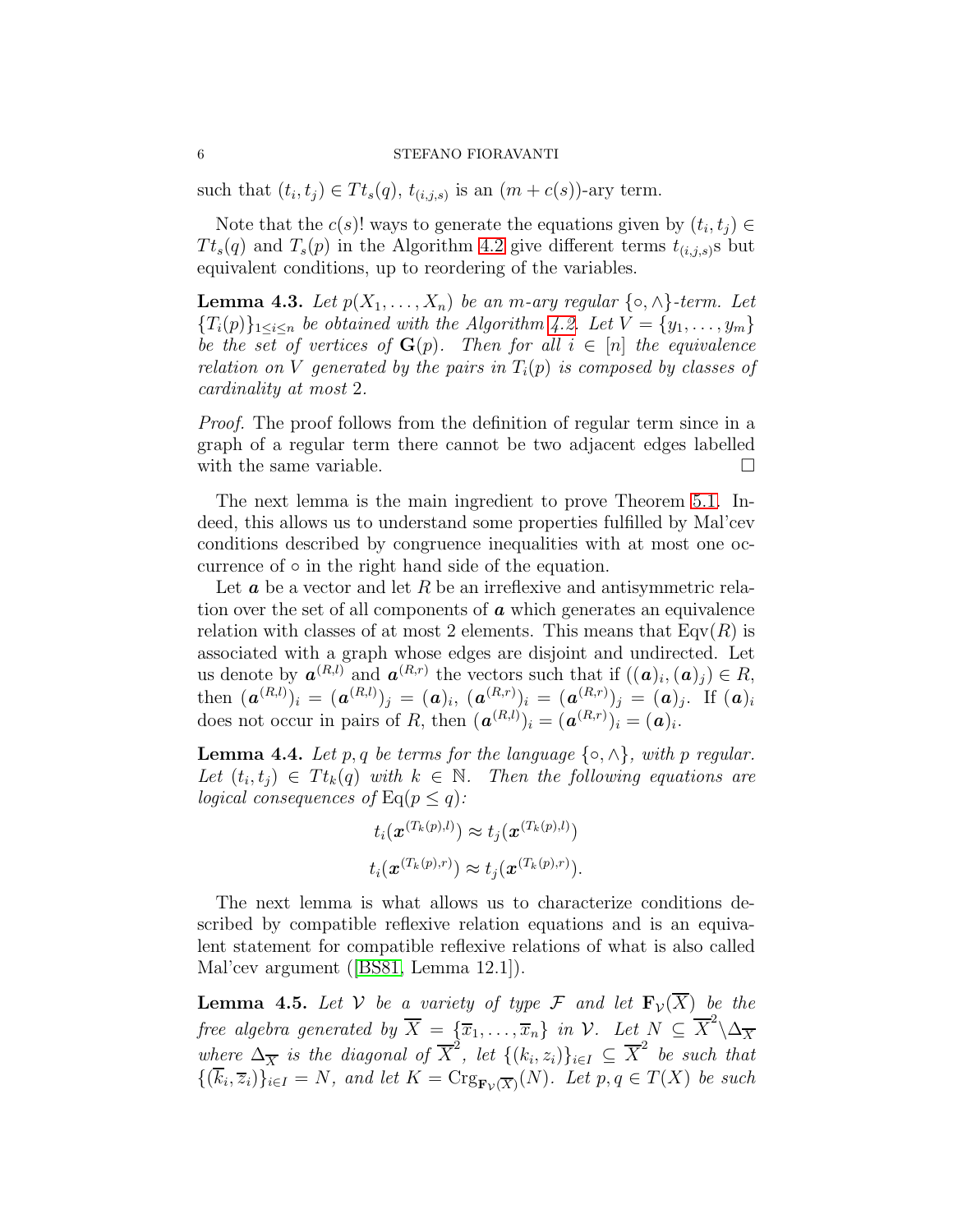such that $(t_i, t_j) \in Tt_s(q)$, $t_{(i,j,s)}$ is an $(m + c(s))$-ary term.

Note that the $c(s)!$ ways to generate the equations given by $(t_i, t_j) \in Tt_s(q)$ and $T_s(p)$ in the Algorithm 4.2 give different terms $t_{(i,j,s)}$s but equivalent conditions, up to reordering of the variables.

**Lemma 4.3.** *Let $p(X_1, \dots, X_n)$ be an $m$-ary regular $\{\circ, \wedge\}$-term. Let $\{T_i(p)\}_{1 \le i \le n}$ be obtained with the Algorithm 4.2. Let $V = \{y_1, \dots, y_m\}$ be the set of vertices of $\mathbf{G}(p)$. Then for all $i \in [n]$ the equivalence relation on $V$ generated by the pairs in $T_i(p)$ is composed by classes of cardinality at most 2.*

*Proof.* The proof follows from the definition of regular term since in a graph of a regular term there cannot be two adjacent edges labelled with the same variable. □

The next lemma is the main ingredient to prove Theorem 5.1. Indeed, this allows us to understand some properties fulfilled by Mal'cev conditions described by congruence inequalities with at most one occurrence of $\circ$ in the right hand side of the equation.

Let $\boldsymbol{a}$ be a vector and let $R$ be an irreflexive and antisymmetric relation over the set of all components of $\boldsymbol{a}$ which generates an equivalence relation with classes of at most 2 elements. This means that $\mathrm{Eqv}(R)$ is associated with a graph whose edges are disjoint and undirected. Let us denote by $\boldsymbol{a}^{(R,l)}$ and $\boldsymbol{a}^{(R,r)}$ the vectors such that if $((\boldsymbol{a})_i, (\boldsymbol{a})_j) \in R$, then $(\boldsymbol{a}^{(R,l)})_i = (\boldsymbol{a}^{(R,l)})_j = (\boldsymbol{a})_i$, $(\boldsymbol{a}^{(R,r)})_i = (\boldsymbol{a}^{(R,r)})_j = (\boldsymbol{a})_j$. If $(\boldsymbol{a})_i$ does not occur in pairs of $R$, then $(\boldsymbol{a}^{(R,l)})_i = (\boldsymbol{a}^{(R,r)})_i = (\boldsymbol{a})_i$.

**Lemma 4.4.** *Let $p, q$ be terms for the language $\{\circ, \wedge\}$, with $p$ regular. Let $(t_i, t_j) \in Tt_k(q)$ with $k \in \mathbb{N}$. Then the following equations are logical consequences of $\mathrm{Eq}(p \le q)$:*

$$t_i(\boldsymbol{x}^{(T_k(p),l)}) \approx t_j(\boldsymbol{x}^{(T_k(p),l)})$$

$$t_i(\boldsymbol{x}^{(T_k(p),r)}) \approx t_j(\boldsymbol{x}^{(T_k(p),r)}).$$

The next lemma is what allows us to characterize conditions described by compatible reflexive relation equations and is an equivalent statement for compatible reflexive relations of what is also called Mal'cev argument ([BS81, Lemma 12.1]).

**Lemma 4.5.** *Let $\mathcal{V}$ be a variety of type $\mathcal{F}$ and let $\mathbf{F}_{\mathcal{V}}(\overline{X})$ be the free algebra generated by $\overline{X} = \{\overline{x}_1, \dots, \overline{x}_n\}$ in $\mathcal{V}$. Let $N \subseteq \overline{X}^2 \setminus \Delta_{\overline{X}}$ where $\Delta_{\overline{X}}$ is the diagonal of $\overline{X}^2$, let $\{(k_i, z_i)\}_{i \in I} \subseteq \overline{X}^2$ be such that $\{(\overline{k}_i, \overline{z}_i)\}_{i \in I} = N$, and let $K = \mathrm{Crg}_{\mathbf{F}_{\mathcal{V}}(\overline{X})}(N)$. Let $p, q \in T(X)$ be such*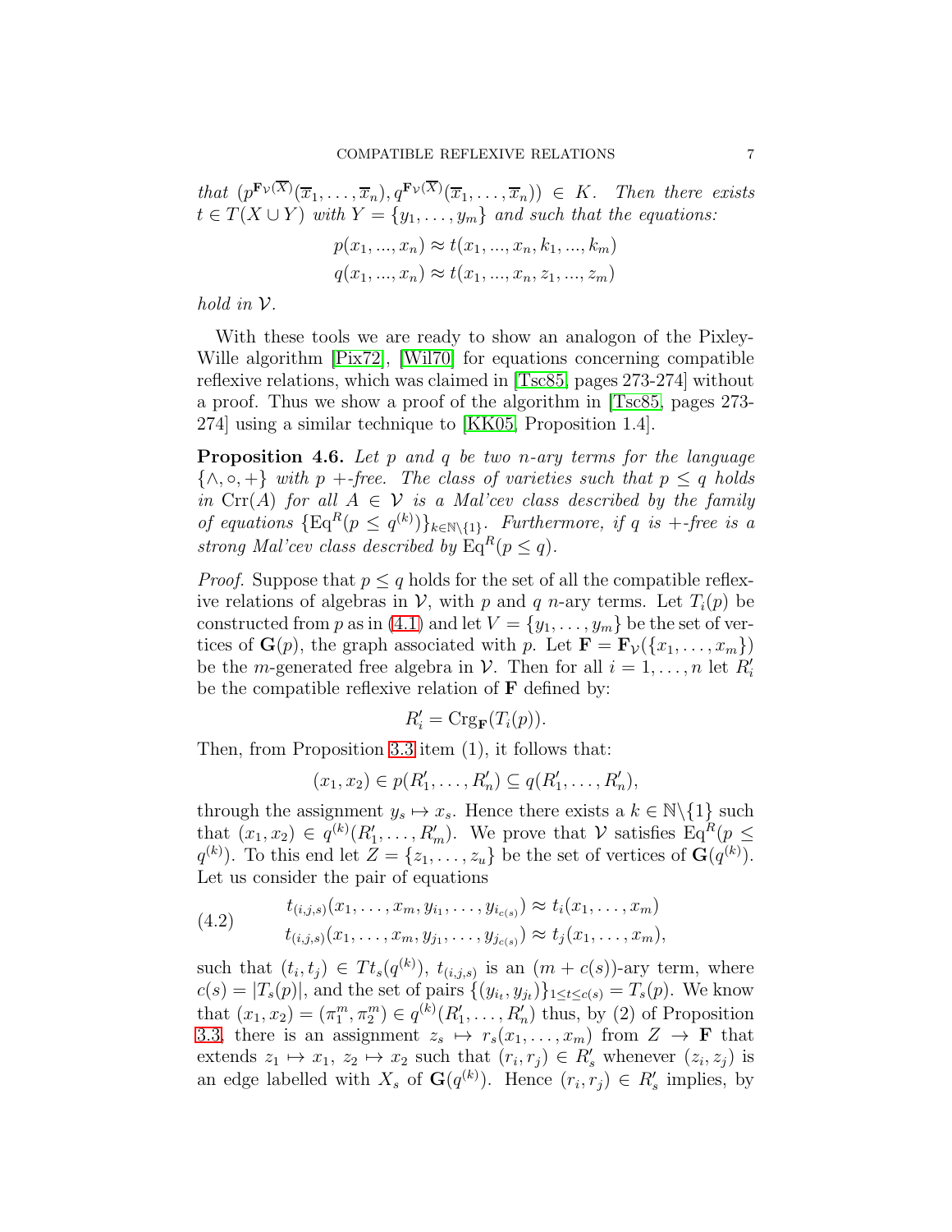*that* $(p^{\mathbf{F}_{\mathcal{V}}(\overline{X})}(\overline{x}_1,\ldots,\overline{x}_n), q^{\mathbf{F}_{\mathcal{V}}(\overline{X})}(\overline{x}_1,\ldots,\overline{x}_n)) \in K$. *Then there exists* $t \in T(X \cup Y)$ *with* $Y = \{y_1,\ldots,y_m\}$ *and such that the equations:*

$$p(x_1,...,x_n) \approx t(x_1,...,x_n,k_1,...,k_m)$$
$$q(x_1,...,x_n) \approx t(x_1,...,x_n,z_1,...,z_m)$$

*hold in* $\mathcal{V}$.

With these tools we are ready to show an analogon of the Pixley-Wille algorithm [Pix72], [Wil70] for equations concerning compatible reflexive relations, which was claimed in [Tsc85, pages 273-274] without a proof. Thus we show a proof of the algorithm in [Tsc85, pages 273-274] using a similar technique to [KK05, Proposition 1.4].

**Proposition 4.6.** *Let* $p$ *and* $q$ *be two* $n$*-ary terms for the language* $\{\wedge, \circ, +\}$ *with* $p$ $+$*-free. The class of varieties such that* $p \leq q$ *holds in* $\mathrm{Crr}(A)$ *for all* $A \in \mathcal{V}$ *is a Mal'cev class described by the family of equations* $\{\mathrm{Eq}^R(p \leq q^{(k)})\}_{k\in\mathbb{N}\setminus\{1\}}$. *Furthermore, if* $q$ *is* $+$*-free is a strong Mal'cev class described by* $\mathrm{Eq}^R(p \leq q)$.

*Proof.* Suppose that $p \leq q$ holds for the set of all the compatible reflexive relations of algebras in $\mathcal{V}$, with $p$ and $q$ $n$-ary terms. Let $T_i(p)$ be constructed from $p$ as in (4.1) and let $V = \{y_1,\ldots,y_m\}$ be the set of vertices of $\mathbf{G}(p)$, the graph associated with $p$. Let $\mathbf{F} = \mathbf{F}_{\mathcal{V}}(\{x_1,\ldots,x_m\})$ be the $m$-generated free algebra in $\mathcal{V}$. Then for all $i = 1,\ldots,n$ let $R'_i$ be the compatible reflexive relation of $\mathbf{F}$ defined by:

$$R'_i = \mathrm{Crg}_{\mathbf{F}}(T_i(p)).$$

Then, from Proposition 3.3 item (1), it follows that:

$$(x_1,x_2) \in p(R'_1,\ldots,R'_n) \subseteq q(R'_1,\ldots,R'_n),$$

through the assignment $y_s \mapsto x_s$. Hence there exists a $k \in \mathbb{N}\setminus\{1\}$ such that $(x_1,x_2) \in q^{(k)}(R'_1,\ldots,R'_m)$. We prove that $\mathcal{V}$ satisfies $\mathrm{Eq}^R(p \leq q^{(k)})$. To this end let $Z = \{z_1,\ldots,z_u\}$ be the set of vertices of $\mathbf{G}(q^{(k)})$. Let us consider the pair of equations

$$t_{(i,j,s)}(x_1,\ldots,x_m,y_{i_1},\ldots,y_{i_{c(s)}}) \approx t_i(x_1,\ldots,x_m)$$
$$t_{(i,j,s)}(x_1,\ldots,x_m,y_{j_1},\ldots,y_{j_{c(s)}}) \approx t_j(x_1,\ldots,x_m), \tag{4.2}$$

such that $(t_i,t_j) \in Tt_s(q^{(k)})$, $t_{(i,j,s)}$ is an $(m+c(s))$-ary term, where $c(s) = |T_s(p)|$, and the set of pairs $\{(y_{i_t},y_{j_t})\}_{1\leq t\leq c(s)} = T_s(p)$. We know that $(x_1,x_2) = (\pi_1^m,\pi_2^m) \in q^{(k)}(R'_1,\ldots,R'_n)$ thus, by (2) of Proposition 3.3, there is an assignment $z_s \mapsto r_s(x_1,\ldots,x_m)$ from $Z \to \mathbf{F}$ that extends $z_1 \mapsto x_1$, $z_2 \mapsto x_2$ such that $(r_i,r_j) \in R'_s$ whenever $(z_i,z_j)$ is an edge labelled with $X_s$ of $\mathbf{G}(q^{(k)})$. Hence $(r_i,r_j) \in R'_s$ implies, by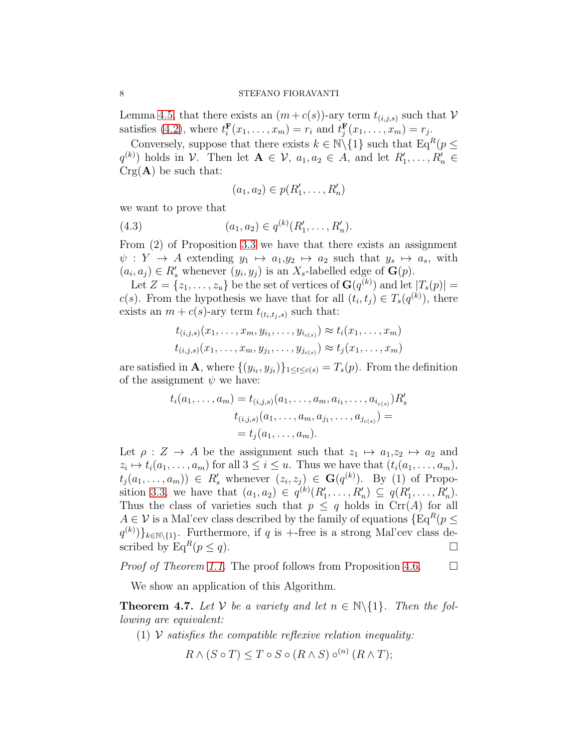Lemma 4.5, that there exists an $(m+c(s))$-ary term $t_{(i,j,s)}$ such that $\mathcal{V}$ satisfies (4.2), where $t_i^{\mathbf{F}}(x_1,\dots,x_m) = r_i$ and $t_j^{\mathbf{F}}(x_1,\dots,x_m) = r_j$.

Conversely, suppose that there exists $k \in \mathbb{N}\backslash\{1\}$ such that $\mathrm{Eq}^R(p \leq q^{(k)})$ holds in $\mathcal{V}$. Then let $\mathbf{A} \in \mathcal{V}$, $a_1, a_2 \in A$, and let $R'_1, \dots, R'_n \in \mathrm{Crg}(\mathbf{A})$ be such that:

$$(a_1, a_2) \in p(R'_1, \dots, R'_n)$$

we want to prove that

$$(a_1, a_2) \in q^{(k)}(R'_1, \dots, R'_n). \tag{4.3}$$

From (2) of Proposition 3.3 we have that there exists an assignment $\psi : Y \to A$ extending $y_1 \mapsto a_1, y_2 \mapsto a_2$ such that $y_s \mapsto a_s$, with $(a_i, a_j) \in R'_s$ whenever $(y_i, y_j)$ is an $X_s$-labelled edge of $\mathbf{G}(p)$.

Let $Z = \{z_1, \dots, z_u\}$ be the set of vertices of $\mathbf{G}(q^{(k)})$ and let $|T_s(p)| = c(s)$. From the hypothesis we have that for all $(t_i, t_j) \in T_s(q^{(k)})$, there exists an $m + c(s)$-ary term $t_{(t_i,t_j,s)}$ such that:

$$t_{(i,j,s)}(x_1, \dots, x_m, y_{i_1}, \dots, y_{i_{c(s)}}) \approx t_i(x_1, \dots, x_m)$$
$$t_{(i,j,s)}(x_1, \dots, x_m, y_{j_1}, \dots, y_{j_{c(s)}}) \approx t_j(x_1, \dots, x_m)$$

are satisfied in $\mathbf{A}$, where $\{(y_{i_t}, y_{j_t})\}_{1 \leq t \leq c(s)} = T_s(p)$. From the definition of the assignment $\psi$ we have:

$$\begin{aligned} t_i(a_1, \dots, a_m) = t_{(i,j,s)}(a_1, \dots, a_m, a_{i_1}, \dots, a_{i_{c(s)}}) R'_s \\ t_{(i,j,s)}(a_1, \dots, a_m, a_{j_1}, \dots, a_{j_{c(s)}}) = \\ = t_j(a_1, \dots, a_m). \end{aligned}$$

Let $\rho : Z \to A$ be the assignment such that $z_1 \mapsto a_1, z_2 \mapsto a_2$ and $z_i \mapsto t_i(a_1, \dots, a_m)$ for all $3 \leq i \leq u$. Thus we have that $(t_i(a_1, \dots, a_m), t_j(a_1, \dots, a_m)) \in R'_s$ whenever $(z_i, z_j) \in \mathbf{G}(q^{(k)})$. By (1) of Proposition 3.3, we have that $(a_1, a_2) \in q^{(k)}(R'_1, \dots, R'_n) \subseteq q(R'_1, \dots, R'_n)$. Thus the class of varieties such that $p \leq q$ holds in $\mathrm{Crr}(A)$ for all $A \in \mathcal{V}$ is a Mal'cev class described by the family of equations $\{\mathrm{Eq}^R(p \leq q^{(k)})\}_{k \in \mathbb{N}\backslash\{1\}}$. Furthermore, if $q$ is $+$-free is a strong Mal'cev class described by $\mathrm{Eq}^R(p \leq q)$. $\square$

*Proof of Theorem 1.1.* The proof follows from Proposition 4.6. $\square$

We show an application of this Algorithm.

**Theorem 4.7.** *Let $\mathcal{V}$ be a variety and let $n \in \mathbb{N}\backslash\{1\}$. Then the following are equivalent:*

(1) *$\mathcal{V}$ satisfies the compatible reflexive relation inequality:*

$$R \wedge (S \circ T) \leq T \circ S \circ (R \wedge S) \circ^{(n)} (R \wedge T);$$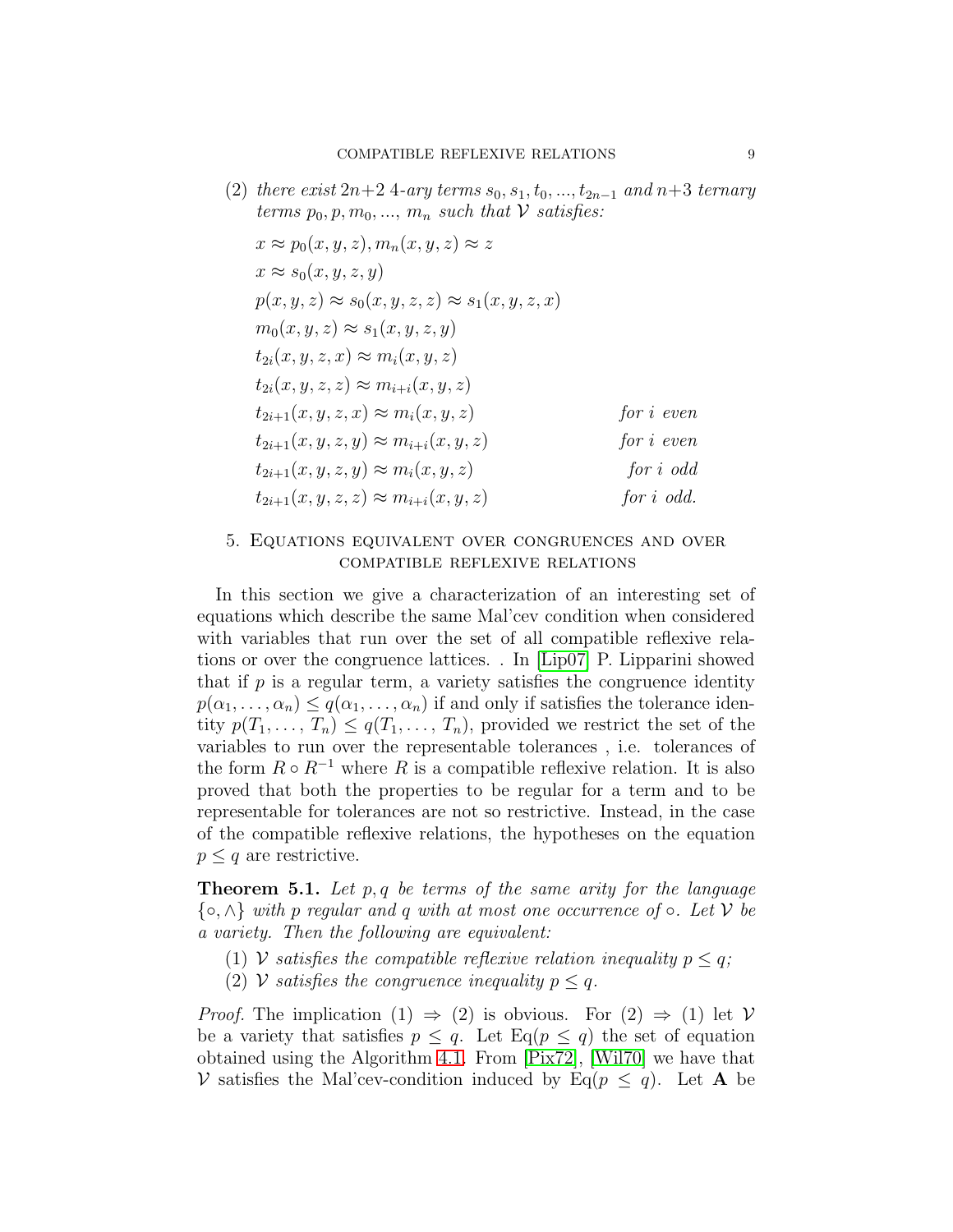(2) *there exist* $2n+2$ *4-ary terms* $s_0, s_1, t_0, ..., t_{2n-1}$ *and* $n+3$ *ternary terms* $p_0, p, m_0, ..., m_n$ *such that* $\mathcal{V}$ *satisfies:*

$$
\begin{array}{ll}
x \approx p_0(x,y,z), m_n(x,y,z) \approx z & \\
x \approx s_0(x,y,z,y) & \\
p(x,y,z) \approx s_0(x,y,z,z) \approx s_1(x,y,z,x) & \\
m_0(x,y,z) \approx s_1(x,y,z,y) & \\
t_{2i}(x,y,z,x) \approx m_i(x,y,z) & \\
t_{2i}(x,y,z,z) \approx m_{i+i}(x,y,z) & \\
t_{2i+1}(x,y,z,x) \approx m_i(x,y,z) & \text{for } i \text{ even} \\
t_{2i+1}(x,y,z,y) \approx m_{i+i}(x,y,z) & \text{for } i \text{ even} \\
t_{2i+1}(x,y,z,y) \approx m_i(x,y,z) & \text{for } i \text{ odd} \\
t_{2i+1}(x,y,z,z) \approx m_{i+i}(x,y,z) & \text{for } i \text{ odd.}
\end{array}
$$

## 5. Equations equivalent over congruences and over compatible reflexive relations

In this section we give a characterization of an interesting set of equations which describe the same Mal'cev condition when considered with variables that run over the set of all compatible reflexive relations or over the congruence lattices. . In [Lip07] P. Lipparini showed that if $p$ is a regular term, a variety satisfies the congruence identity $p(\alpha_1, \dots, \alpha_n) \leq q(\alpha_1, \dots, \alpha_n)$ if and only if satisfies the tolerance identity $p(T_1, \dots, T_n) \leq q(T_1, \dots, T_n)$, provided we restrict the set of the variables to run over the representable tolerances , i.e. tolerances of the form $R \circ R^{-1}$ where $R$ is a compatible reflexive relation. It is also proved that both the properties to be regular for a term and to be representable for tolerances are not so restrictive. Instead, in the case of the compatible reflexive relations, the hypotheses on the equation $p \leq q$ are restrictive.

**Theorem 5.1.** *Let* $p, q$ *be terms of the same arity for the language* $\{\circ, \wedge\}$ *with* $p$ *regular and* $q$ *with at most one occurrence of* $\circ$. *Let* $\mathcal{V}$ *be a variety. Then the following are equivalent:*

1. $\mathcal{V}$ *satisfies the compatible reflexive relation inequality* $p \leq q$;
2. $\mathcal{V}$ *satisfies the congruence inequality* $p \leq q$.

*Proof.* The implication (1) $\Rightarrow$ (2) is obvious. For (2) $\Rightarrow$ (1) let $\mathcal{V}$ be a variety that satisfies $p \leq q$. Let $\mathrm{Eq}(p \leq q)$ the set of equation obtained using the Algorithm 4.1. From [Pix72], [Wil70] we have that $\mathcal{V}$ satisfies the Mal'cev-condition induced by $\mathrm{Eq}(p \leq q)$. Let $\mathbf{A}$ be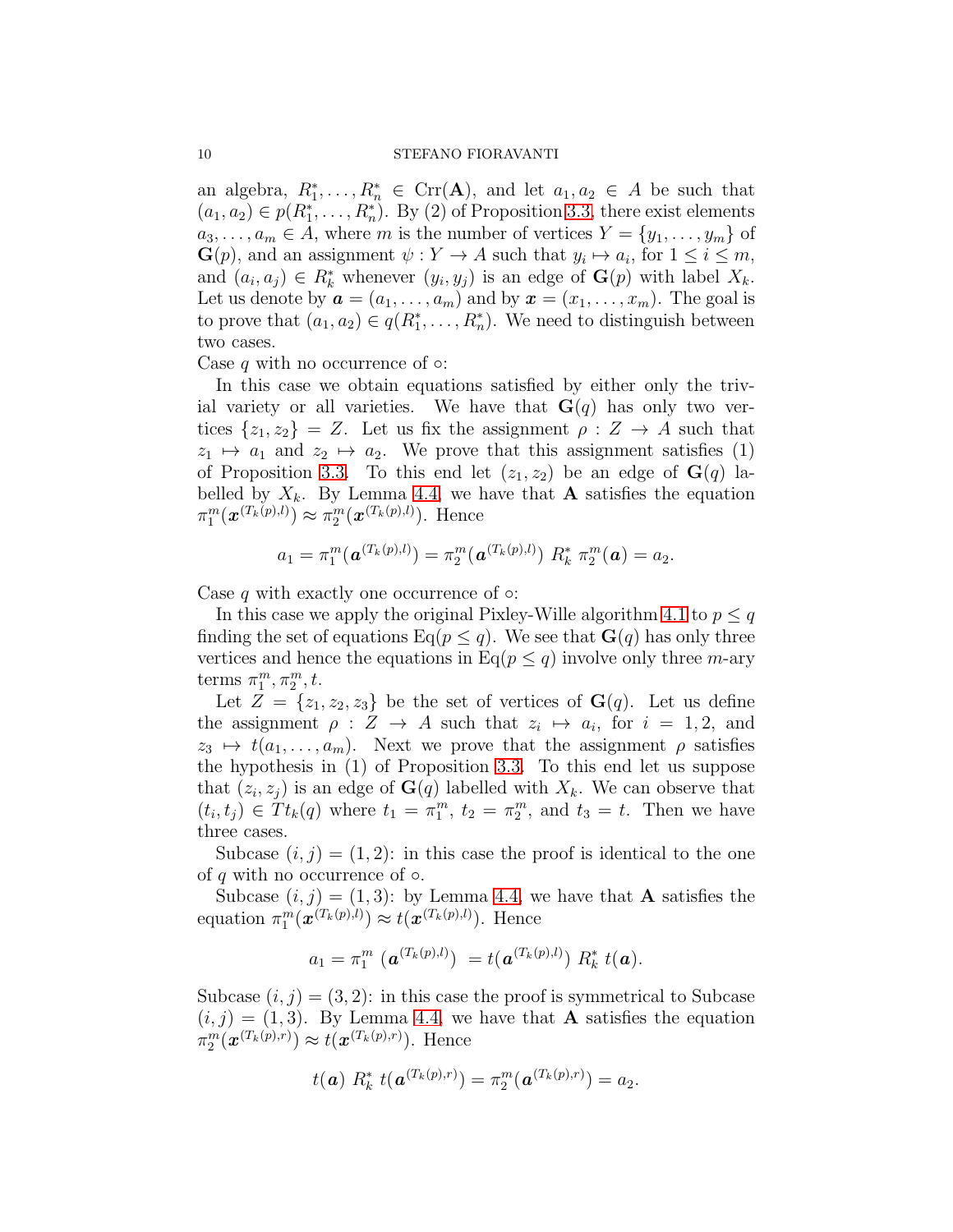an algebra, $R_1^*, \ldots, R_n^* \in \mathrm{Crr}(\mathbf{A})$, and let $a_1, a_2 \in A$ be such that $(a_1, a_2) \in p(R_1^*, \ldots, R_n^*)$. By (2) of Proposition 3.3, there exist elements $a_3, \ldots, a_m \in A$, where $m$ is the number of vertices $Y = \{y_1, \ldots, y_m\}$ of $\mathbf{G}(p)$, and an assignment $\psi : Y \to A$ such that $y_i \mapsto a_i$, for $1 \leq i \leq m$, and $(a_i, a_j) \in R_k^*$ whenever $(y_i, y_j)$ is an edge of $\mathbf{G}(p)$ with label $X_k$. Let us denote by $\boldsymbol{a} = (a_1, \ldots, a_m)$ and by $\boldsymbol{x} = (x_1, \ldots, x_m)$. The goal is to prove that $(a_1, a_2) \in q(R_1^*, \ldots, R_n^*)$. We need to distinguish between two cases.

Case $q$ with no occurrence of $\circ$:

In this case we obtain equations satisfied by either only the trivial variety or all varieties. We have that $\mathbf{G}(q)$ has only two vertices $\{z_1, z_2\} = Z$. Let us fix the assignment $\rho : Z \to A$ such that $z_1 \mapsto a_1$ and $z_2 \mapsto a_2$. We prove that this assignment satisfies (1) of Proposition 3.3. To this end let $(z_1, z_2)$ be an edge of $\mathbf{G}(q)$ labelled by $X_k$. By Lemma 4.4, we have that $\mathbf{A}$ satisfies the equation $\pi_1^m(\boldsymbol{x}^{(T_k(p),l)}) \approx \pi_2^m(\boldsymbol{x}^{(T_k(p),l)})$. Hence

$$a_1 = \pi_1^m(\boldsymbol{a}^{(T_k(p),l)}) = \pi_2^m(\boldsymbol{a}^{(T_k(p),l)}) \ R_k^* \ \pi_2^m(\boldsymbol{a}) = a_2.$$

Case $q$ with exactly one occurrence of $\circ$:

In this case we apply the original Pixley-Wille algorithm 4.1 to $p \leq q$ finding the set of equations $\mathrm{Eq}(p \leq q)$. We see that $\mathbf{G}(q)$ has only three vertices and hence the equations in $\mathrm{Eq}(p \leq q)$ involve only three $m$-ary terms $\pi_1^m, \pi_2^m, t$.

Let $Z = \{z_1, z_2, z_3\}$ be the set of vertices of $\mathbf{G}(q)$. Let us define the assignment $\rho : Z \to A$ such that $z_i \mapsto a_i$, for $i = 1, 2$, and $z_3 \mapsto t(a_1, \ldots, a_m)$. Next we prove that the assignment $\rho$ satisfies the hypothesis in (1) of Proposition 3.3. To this end let us suppose that $(z_i, z_j)$ is an edge of $\mathbf{G}(q)$ labelled with $X_k$. We can observe that $(t_i, t_j) \in Tt_k(q)$ where $t_1 = \pi_1^m$, $t_2 = \pi_2^m$, and $t_3 = t$. Then we have three cases.

Subcase $(i, j) = (1, 2)$: in this case the proof is identical to the one of $q$ with no occurrence of $\circ$.

Subcase $(i, j) = (1, 3)$: by Lemma 4.4, we have that $\mathbf{A}$ satisfies the equation $\pi_1^m(\boldsymbol{x}^{(T_k(p),l)}) \approx t(\boldsymbol{x}^{(T_k(p),l)})$. Hence

$$a_1 = \pi_1^m \ (\boldsymbol{a}^{(T_k(p),l)}) \ = t(\boldsymbol{a}^{(T_k(p),l)}) \ R_k^* \ t(\boldsymbol{a}).$$

Subcase $(i, j) = (3, 2)$: in this case the proof is symmetrical to Subcase $(i, j) = (1, 3)$. By Lemma 4.4, we have that $\mathbf{A}$ satisfies the equation $\pi_2^m(\boldsymbol{x}^{(T_k(p),r)}) \approx t(\boldsymbol{x}^{(T_k(p),r)})$. Hence

$$t(\boldsymbol{a}) \ R_k^* \ t(\boldsymbol{a}^{(T_k(p),r)}) = \pi_2^m(\boldsymbol{a}^{(T_k(p),r)}) = a_2.$$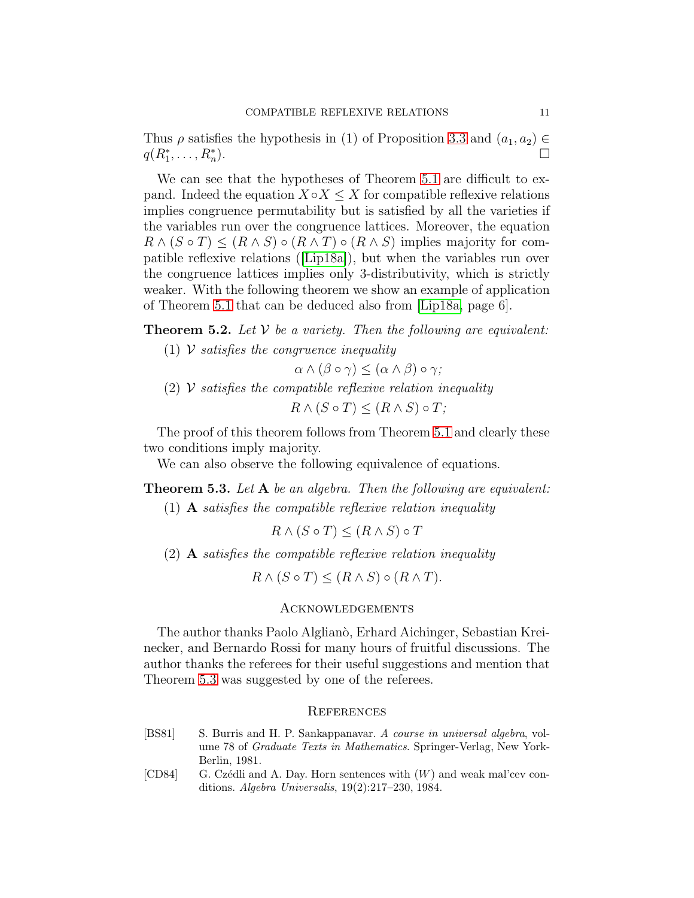Thus $\rho$ satisfies the hypothesis in (1) of Proposition 3.3 and $(a_1, a_2) \in q(R_1^*, \dots, R_n^*)$. □

We can see that the hypotheses of Theorem 5.1 are difficult to expand. Indeed the equation $X \circ X \leq X$ for compatible reflexive relations implies congruence permutability but is satisfied by all the varieties if the variables run over the congruence lattices. Moreover, the equation $R \wedge (S \circ T) \leq (R \wedge S) \circ (R \wedge T) \circ (R \wedge S)$ implies majority for compatible reflexive relations ([Lip18a]), but when the variables run over the congruence lattices implies only 3-distributivity, which is strictly weaker. With the following theorem we show an example of application of Theorem 5.1 that can be deduced also from [Lip18a, page 6].

**Theorem 5.2.** *Let $\mathcal{V}$ be a variety. Then the following are equivalent:*

(1) *$\mathcal{V}$ satisfies the congruence inequality*
$$\alpha \wedge (\beta \circ \gamma) \leq (\alpha \wedge \beta) \circ \gamma;$$
(2) *$\mathcal{V}$ satisfies the compatible reflexive relation inequality*
$$R \wedge (S \circ T) \leq (R \wedge S) \circ T;$$

The proof of this theorem follows from Theorem 5.1 and clearly these two conditions imply majority.

We can also observe the following equivalence of equations.

**Theorem 5.3.** *Let $\mathbf{A}$ be an algebra. Then the following are equivalent:*

(1) *$\mathbf{A}$ satisfies the compatible reflexive relation inequality*
$$R \wedge (S \circ T) \leq (R \wedge S) \circ T$$
(2) *$\mathbf{A}$ satisfies the compatible reflexive relation inequality*
$$R \wedge (S \circ T) \leq (R \wedge S) \circ (R \wedge T).$$

## Acknowledgements

The author thanks Paolo Aglianò, Erhard Aichinger, Sebastian Kreinecker, and Bernardo Rossi for many hours of fruitful discussions. The author thanks the referees for their useful suggestions and mention that Theorem 5.3 was suggested by one of the referees.

## References

[BS81] S. Burris and H. P. Sankappanavar. *A course in universal algebra*, volume 78 of *Graduate Texts in Mathematics*. Springer-Verlag, New York-Berlin, 1981.

[CD84] G. Czédli and A. Day. Horn sentences with $(W)$ and weak mal'cev conditions. *Algebra Universalis*, 19(2):217–230, 1984.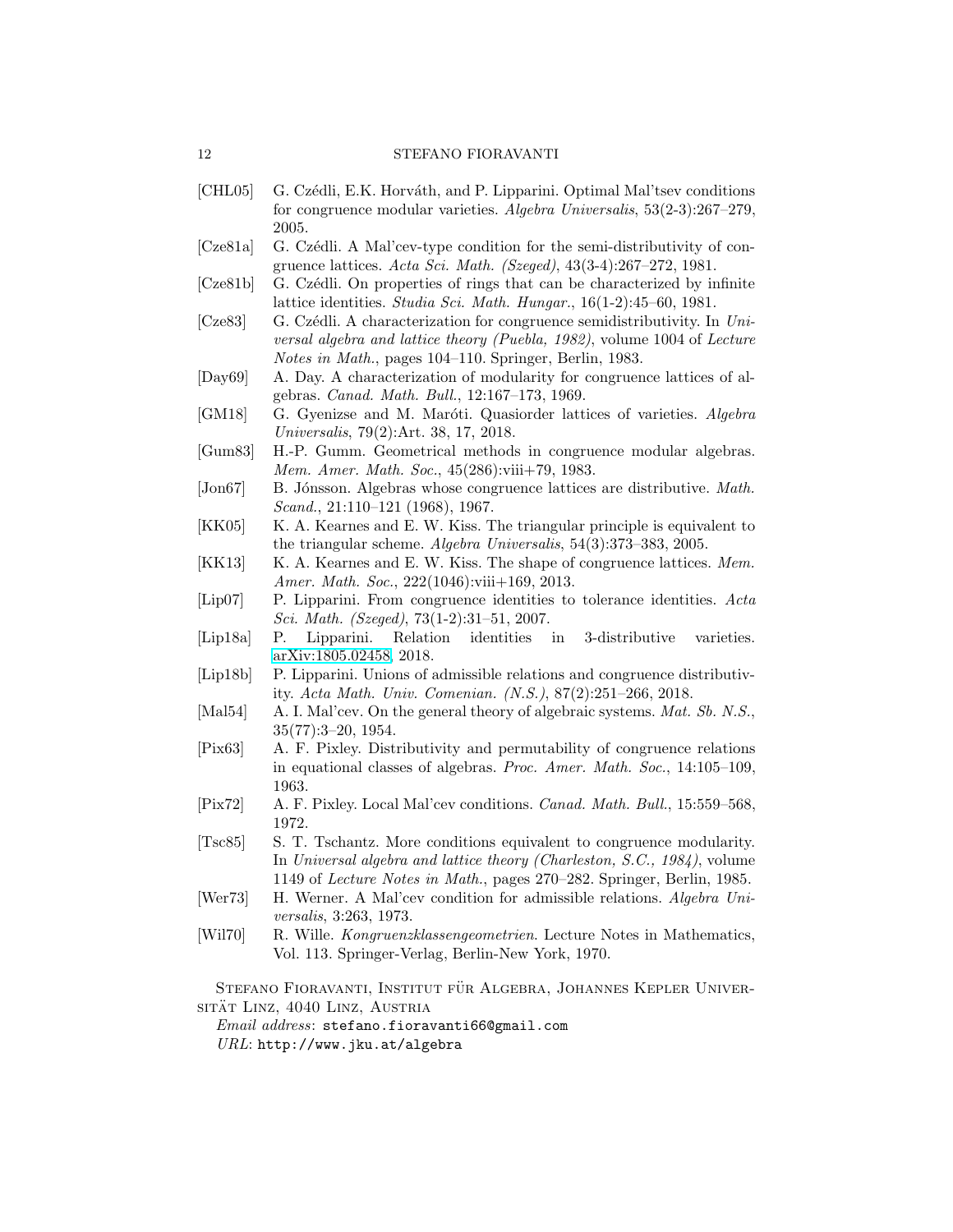- [CHL05] G. Czédli, E.K. Horváth, and P. Lipparini. Optimal Mal'tsev conditions for congruence modular varieties. *Algebra Universalis*, 53(2-3):267–279, 2005.
- [Cze81a] G. Czédli. A Mal'cev-type condition for the semi-distributivity of congruence lattices. *Acta Sci. Math. (Szeged)*, 43(3-4):267–272, 1981.
- [Cze81b] G. Czédli. On properties of rings that can be characterized by infinite lattice identities. *Studia Sci. Math. Hungar.*, 16(1-2):45–60, 1981.
- [Cze83] G. Czédli. A characterization for congruence semidistributivity. In *Universal algebra and lattice theory (Puebla, 1982)*, volume 1004 of *Lecture Notes in Math.*, pages 104–110. Springer, Berlin, 1983.
- [Day69] A. Day. A characterization of modularity for congruence lattices of algebras. *Canad. Math. Bull.*, 12:167–173, 1969.
- [GM18] G. Gyenizse and M. Maróti. Quasiorder lattices of varieties. *Algebra Universalis*, 79(2):Art. 38, 17, 2018.
- [Gum83] H.-P. Gumm. Geometrical methods in congruence modular algebras. *Mem. Amer. Math. Soc.*, 45(286):viii+79, 1983.
- [Jon67] B. Jónsson. Algebras whose congruence lattices are distributive. *Math. Scand.*, 21:110–121 (1968), 1967.
- [KK05] K. A. Kearnes and E. W. Kiss. The triangular principle is equivalent to the triangular scheme. *Algebra Universalis*, 54(3):373–383, 2005.
- [KK13] K. A. Kearnes and E. W. Kiss. The shape of congruence lattices. *Mem. Amer. Math. Soc.*, 222(1046):viii+169, 2013.
- [Lip07] P. Lipparini. From congruence identities to tolerance identities. *Acta Sci. Math. (Szeged)*, 73(1-2):31–51, 2007.
- [Lip18a] P. Lipparini. Relation identities in 3-distributive varieties. arXiv:1805.02458, 2018.
- [Lip18b] P. Lipparini. Unions of admissible relations and congruence distributivity. *Acta Math. Univ. Comenian. (N.S.)*, 87(2):251–266, 2018.
- [Mal54] A. I. Mal'cev. On the general theory of algebraic systems. *Mat. Sb. N.S.*, 35(77):3–20, 1954.
- [Pix63] A. F. Pixley. Distributivity and permutability of congruence relations in equational classes of algebras. *Proc. Amer. Math. Soc.*, 14:105–109, 1963.
- [Pix72] A. F. Pixley. Local Mal'cev conditions. *Canad. Math. Bull.*, 15:559–568, 1972.
- [Tsc85] S. T. Tschantz. More conditions equivalent to congruence modularity. In *Universal algebra and lattice theory (Charleston, S.C., 1984)*, volume 1149 of *Lecture Notes in Math.*, pages 270–282. Springer, Berlin, 1985.
- [Wer73] H. Werner. A Mal'cev condition for admissible relations. *Algebra Universalis*, 3:263, 1973.
- [Wil70] R. Wille. *Kongruenzklassengeometrien*. Lecture Notes in Mathematics, Vol. 113. Springer-Verlag, Berlin-New York, 1970.

Stefano Fioravanti, Institut für Algebra, Johannes Kepler Universität Linz, 4040 Linz, Austria

*Email address*: `stefano.fioravanti66@gmail.com`

*URL*: `http://www.jku.at/algebra`